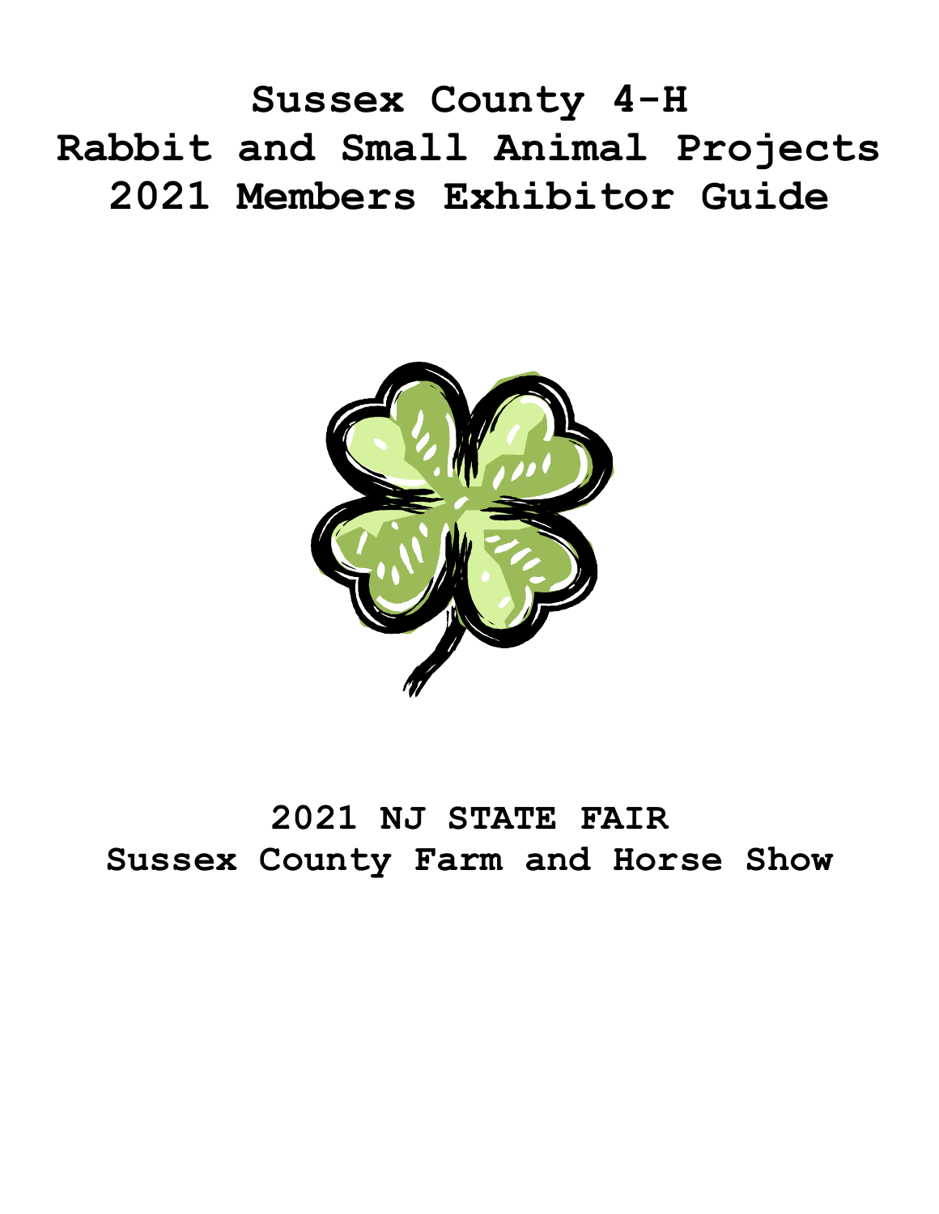# Sussex County 4-H
# Rabbit and Small Animal Projects
# 2021 Members Exhibitor Guide

## 2021 NJ STATE FAIR
## Sussex County Farm and Horse Show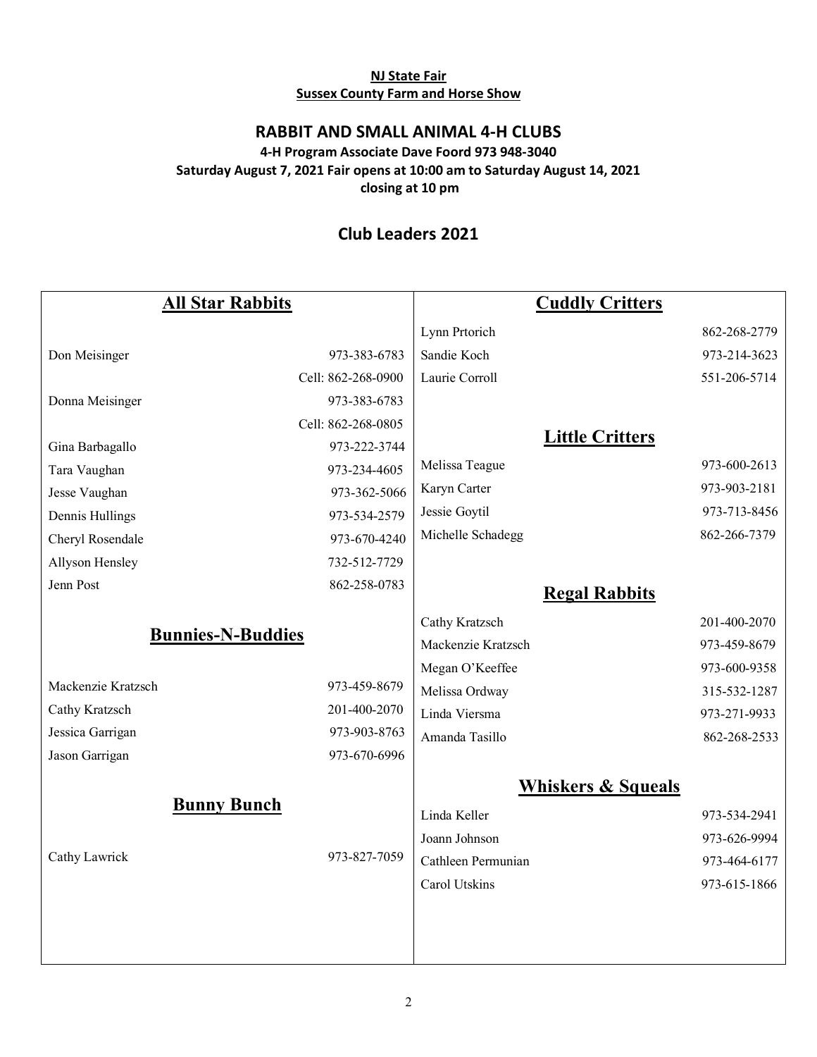**NJ State Fair**
**Sussex County Farm and Horse Show**

## RABBIT AND SMALL ANIMAL 4-H CLUBS

**4-H Program Associate Dave Foord 973 948-3040**
**Saturday August 7, 2021 Fair opens at 10:00 am to Saturday August 14, 2021 closing at 10 pm**

## Club Leaders 2021

### All Star Rabbits

| Name | Phone |
|---|---|
| Don Meisinger | 973-383-6783 |
| | Cell: 862-268-0900 |
| Donna Meisinger | 973-383-6783 |
| | Cell: 862-268-0805 |
| Gina Barbagallo | 973-222-3744 |
| Tara Vaughan | 973-234-4605 |
| Jesse Vaughan | 973-362-5066 |
| Dennis Hullings | 973-534-2579 |
| Cheryl Rosendale | 973-670-4240 |
| Allyson Hensley | 732-512-7729 |
| Jenn Post | 862-258-0783 |

### Bunnies-N-Buddies

| Name | Phone |
|---|---|
| Mackenzie Kratzsch | 973-459-8679 |
| Cathy Kratzsch | 201-400-2070 |
| Jessica Garrigan | 973-903-8763 |
| Jason Garrigan | 973-670-6996 |

### Bunny Bunch

| Name | Phone |
|---|---|
| Cathy Lawrick | 973-827-7059 |

### Cuddly Critters

| Name | Phone |
|---|---|
| Lynn Prtorich | 862-268-2779 |
| Sandie Koch | 973-214-3623 |
| Laurie Corroll | 551-206-5714 |

### Little Critters

| Name | Phone |
|---|---|
| Melissa Teague | 973-600-2613 |
| Karyn Carter | 973-903-2181 |
| Jessie Goytil | 973-713-8456 |
| Michelle Schadegg | 862-266-7379 |

### Regal Rabbits

| Name | Phone |
|---|---|
| Cathy Kratzsch | 201-400-2070 |
| Mackenzie Kratzsch | 973-459-8679 |
| Megan O'Keeffee | 973-600-9358 |
| Melissa Ordway | 315-532-1287 |
| Linda Viersma | 973-271-9933 |
| Amanda Tasillo | 862-268-2533 |

### Whiskers & Squeals

| Name | Phone |
|---|---|
| Linda Keller | 973-534-2941 |
| Joann Johnson | 973-626-9994 |
| Cathleen Permunian | 973-464-6177 |
| Carol Utskins | 973-615-1866 |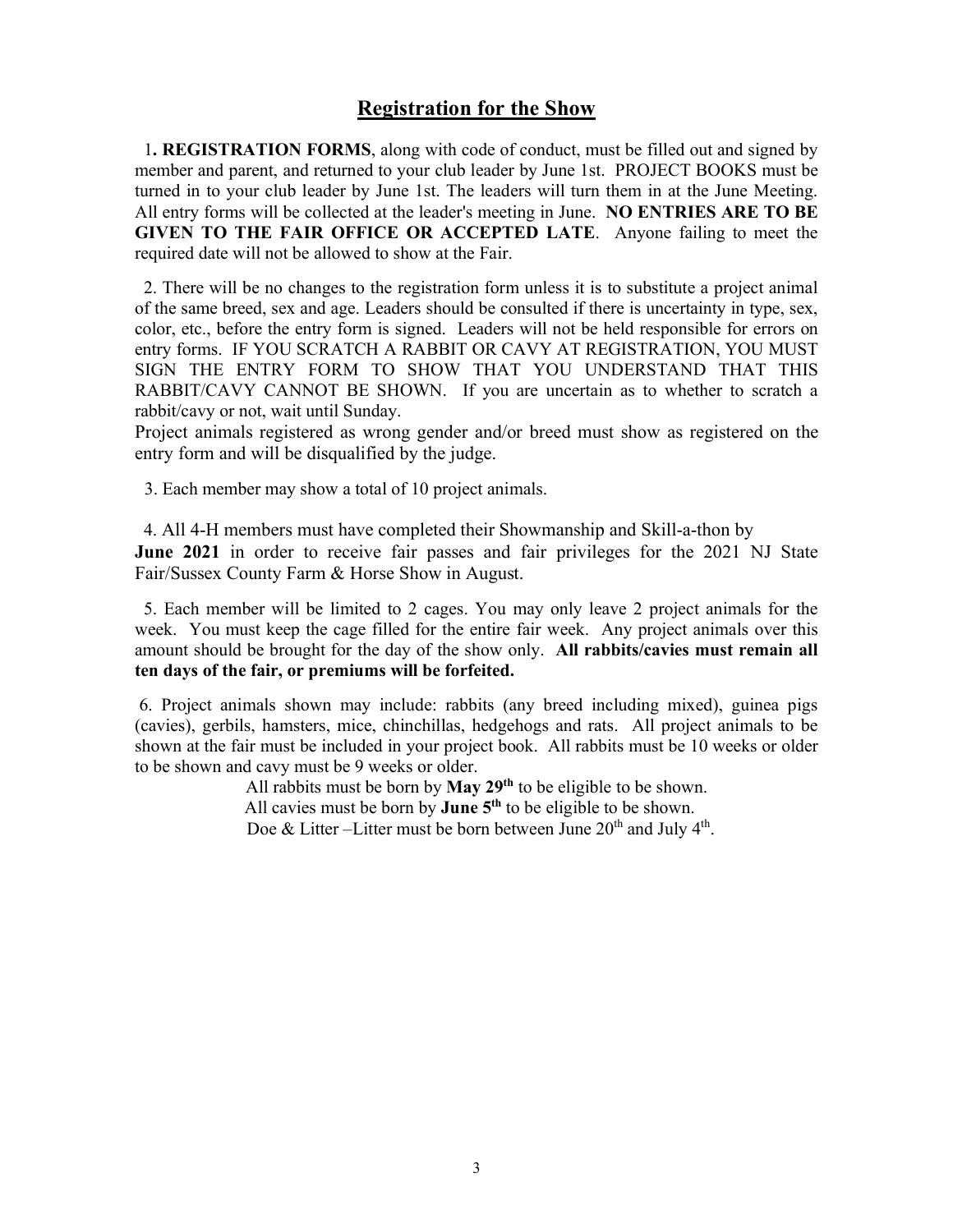## Registration for the Show

1. **REGISTRATION FORMS**, along with code of conduct, must be filled out and signed by member and parent, and returned to your club leader by June 1st. PROJECT BOOKS must be turned in to your club leader by June 1st. The leaders will turn them in at the June Meeting. All entry forms will be collected at the leader's meeting in June. **NO ENTRIES ARE TO BE GIVEN TO THE FAIR OFFICE OR ACCEPTED LATE**. Anyone failing to meet the required date will not be allowed to show at the Fair.

2. There will be no changes to the registration form unless it is to substitute a project animal of the same breed, sex and age. Leaders should be consulted if there is uncertainty in type, sex, color, etc., before the entry form is signed. Leaders will not be held responsible for errors on entry forms. IF YOU SCRATCH A RABBIT OR CAVY AT REGISTRATION, YOU MUST SIGN THE ENTRY FORM TO SHOW THAT YOU UNDERSTAND THAT THIS RABBIT/CAVY CANNOT BE SHOWN. If you are uncertain as to whether to scratch a rabbit/cavy or not, wait until Sunday.
Project animals registered as wrong gender and/or breed must show as registered on the entry form and will be disqualified by the judge.

3. Each member may show a total of 10 project animals.

4. All 4-H members must have completed their Showmanship and Skill-a-thon by **June 2021** in order to receive fair passes and fair privileges for the 2021 NJ State Fair/Sussex County Farm & Horse Show in August.

5. Each member will be limited to 2 cages. You may only leave 2 project animals for the week. You must keep the cage filled for the entire fair week. Any project animals over this amount should be brought for the day of the show only. **All rabbits/cavies must remain all ten days of the fair, or premiums will be forfeited.**

6. Project animals shown may include: rabbits (any breed including mixed), guinea pigs (cavies), gerbils, hamsters, mice, chinchillas, hedgehogs and rats. All project animals to be shown at the fair must be included in your project book. All rabbits must be 10 weeks or older to be shown and cavy must be 9 weeks or older.

All rabbits must be born by **May 29th** to be eligible to be shown.
All cavies must be born by **June 5th** to be eligible to be shown.
Doe & Litter –Litter must be born between June 20th and July 4th.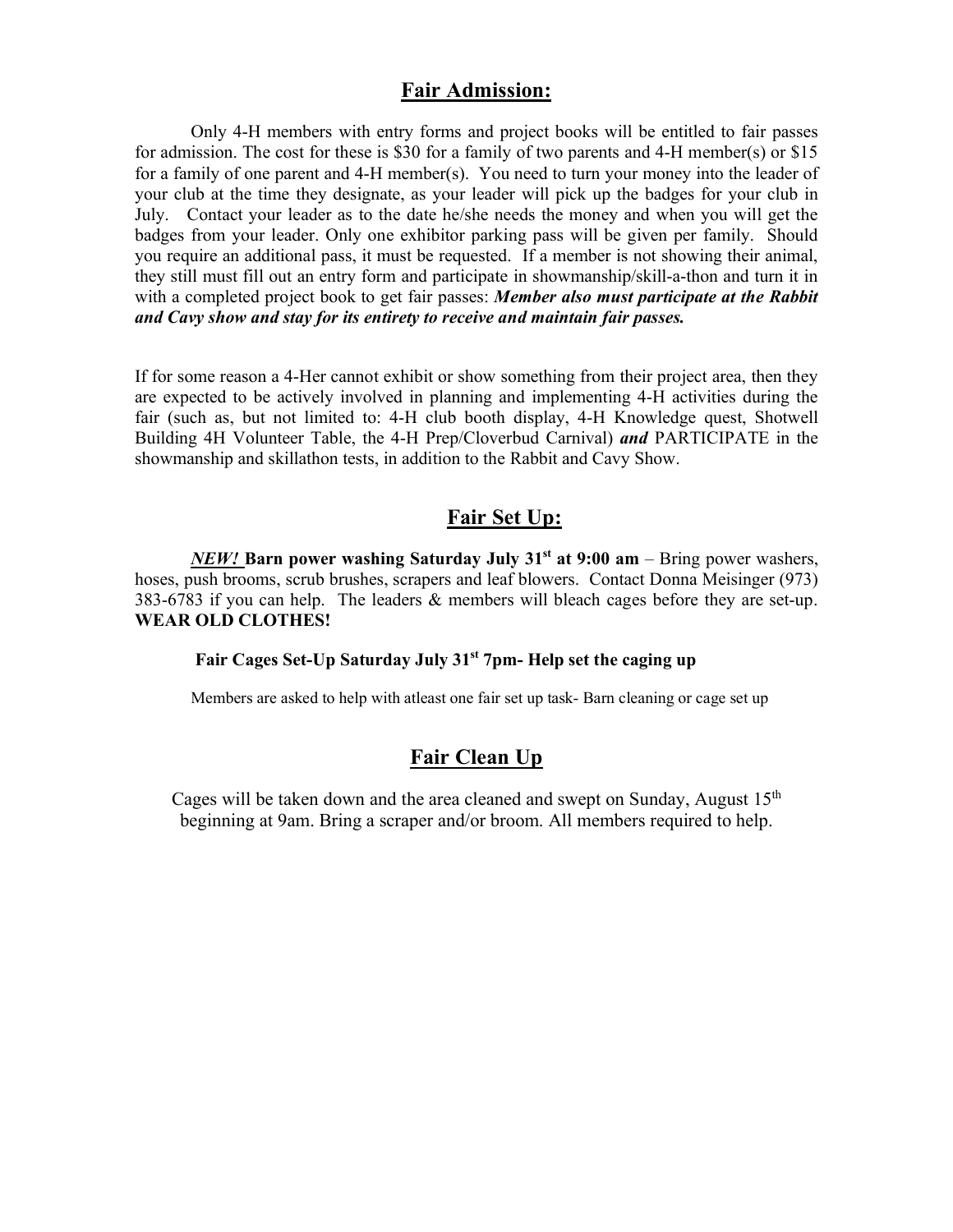## Fair Admission:

Only 4-H members with entry forms and project books will be entitled to fair passes for admission. The cost for these is $30 for a family of two parents and 4-H member(s) or $15 for a family of one parent and 4-H member(s). You need to turn your money into the leader of your club at the time they designate, as your leader will pick up the badges for your club in July. Contact your leader as to the date he/she needs the money and when you will get the badges from your leader. Only one exhibitor parking pass will be given per family. Should you require an additional pass, it must be requested. If a member is not showing their animal, they still must fill out an entry form and participate in showmanship/skill-a-thon and turn it in with a completed project book to get fair passes: ***Member also must participate at the Rabbit and Cavy show and stay for its entirety to receive and maintain fair passes.***

If for some reason a 4-Her cannot exhibit or show something from their project area, then they are expected to be actively involved in planning and implementing 4-H activities during the fair (such as, but not limited to: 4-H club booth display, 4-H Knowledge quest, Shotwell Building 4H Volunteer Table, the 4-H Prep/Cloverbud Carnival) ***and*** PARTICIPATE in the showmanship and skillathon tests, in addition to the Rabbit and Cavy Show.

## Fair Set Up:

***NEW!*** **Barn power washing Saturday July 31st at 9:00 am** – Bring power washers, hoses, push brooms, scrub brushes, scrapers and leaf blowers. Contact Donna Meisinger (973) 383-6783 if you can help. The leaders & members will bleach cages before they are set-up. **WEAR OLD CLOTHES!**

**Fair Cages Set-Up Saturday July 31st 7pm- Help set the caging up**

Members are asked to help with atleast one fair set up task- Barn cleaning or cage set up

## Fair Clean Up

Cages will be taken down and the area cleaned and swept on Sunday, August 15th beginning at 9am. Bring a scraper and/or broom. All members required to help.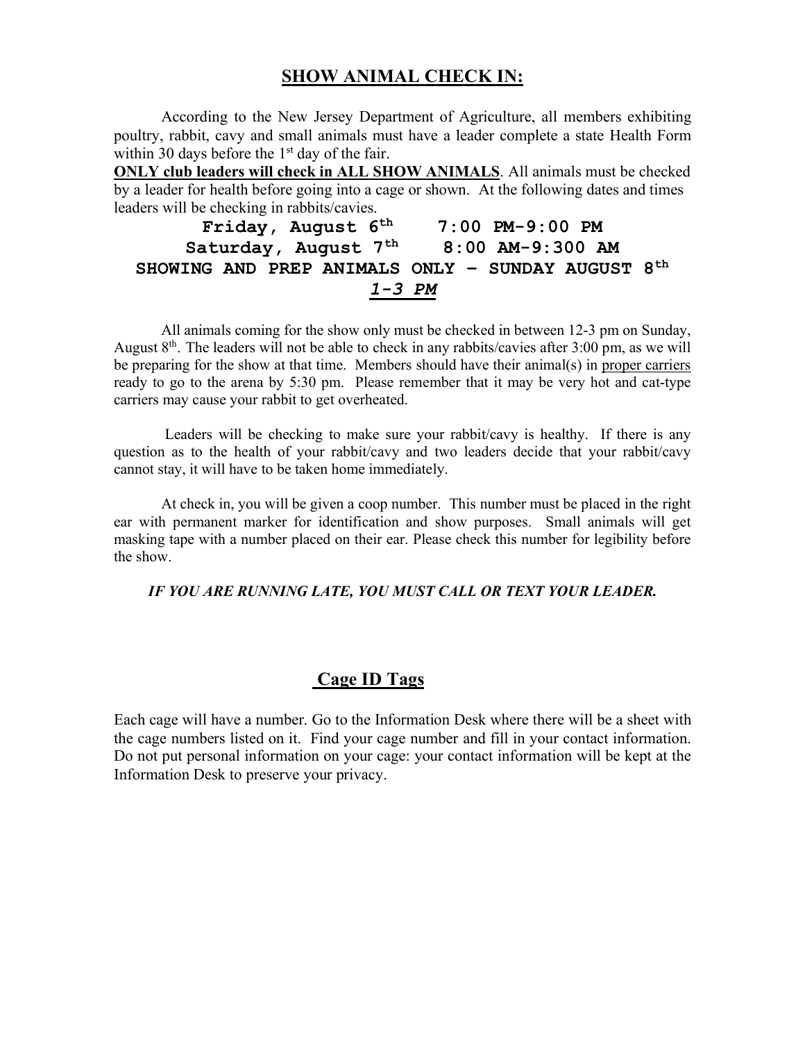## SHOW ANIMAL CHECK IN:

According to the New Jersey Department of Agriculture, all members exhibiting poultry, rabbit, cavy and small animals must have a leader complete a state Health Form within 30 days before the 1st day of the fair.

**ONLY club leaders will check in ALL SHOW ANIMALS**. All animals must be checked by a leader for health before going into a cage or shown. At the following dates and times leaders will be checking in rabbits/cavies.

**Friday, August 6th 7:00 PM-9:00 PM**

**Saturday, August 7th 8:00 AM-9:300 AM**

**SHOWING AND PREP ANIMALS ONLY – SUNDAY AUGUST 8th**

***1-3 PM***

All animals coming for the show only must be checked in between 12-3 pm on Sunday, August 8th. The leaders will not be able to check in any rabbits/cavies after 3:00 pm, as we will be preparing for the show at that time. Members should have their animal(s) in proper carriers ready to go to the arena by 5:30 pm. Please remember that it may be very hot and cat-type carriers may cause your rabbit to get overheated.

Leaders will be checking to make sure your rabbit/cavy is healthy. If there is any question as to the health of your rabbit/cavy and two leaders decide that your rabbit/cavy cannot stay, it will have to be taken home immediately.

At check in, you will be given a coop number. This number must be placed in the right ear with permanent marker for identification and show purposes. Small animals will get masking tape with a number placed on their ear. Please check this number for legibility before the show.

***IF YOU ARE RUNNING LATE, YOU MUST CALL OR TEXT YOUR LEADER.***

## Cage ID Tags

Each cage will have a number. Go to the Information Desk where there will be a sheet with the cage numbers listed on it. Find your cage number and fill in your contact information. Do not put personal information on your cage: your contact information will be kept at the Information Desk to preserve your privacy.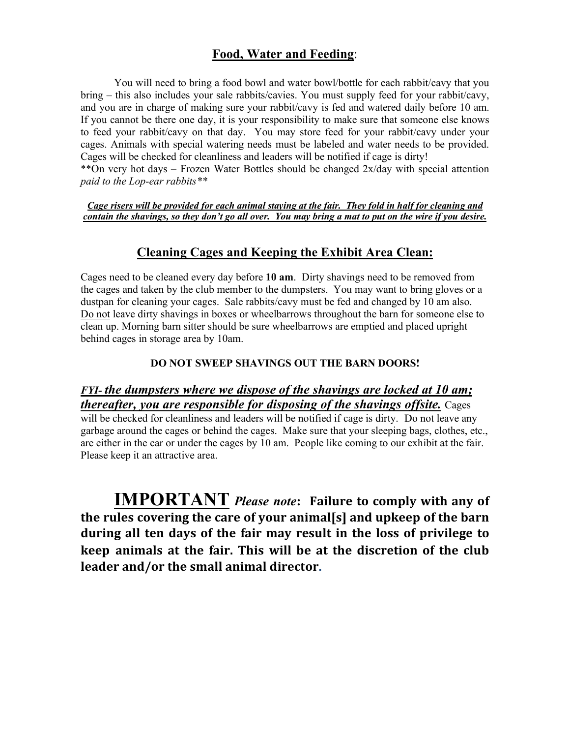## Food, Water and Feeding:

You will need to bring a food bowl and water bowl/bottle for each rabbit/cavy that you bring – this also includes your sale rabbits/cavies. You must supply feed for your rabbit/cavy, and you are in charge of making sure your rabbit/cavy is fed and watered daily before 10 am. If you cannot be there one day, it is your responsibility to make sure that someone else knows to feed your rabbit/cavy on that day. You may store feed for your rabbit/cavy under your cages. Animals with special watering needs must be labeled and water needs to be provided. Cages will be checked for cleanliness and leaders will be notified if cage is dirty!
**On very hot days – Frozen Water Bottles should be changed 2x/day with special attention *paid to the Lop-ear rabbits***

***Cage risers will be provided for each animal staying at the fair. They fold in half for cleaning and contain the shavings, so they don't go all over. You may bring a mat to put on the wire if you desire.***

## Cleaning Cages and Keeping the Exhibit Area Clean:

Cages need to be cleaned every day before **10 am**. Dirty shavings need to be removed from the cages and taken by the club member to the dumpsters. You may want to bring gloves or a dustpan for cleaning your cages. Sale rabbits/cavy must be fed and changed by 10 am also. Do not leave dirty shavings in boxes or wheelbarrows throughout the barn for someone else to clean up. Morning barn sitter should be sure wheelbarrows are emptied and placed upright behind cages in storage area by 10am.

**DO NOT SWEEP SHAVINGS OUT THE BARN DOORS!**

***FYI- the dumpsters where we dispose of the shavings are locked at 10 am; thereafter, you are responsible for disposing of the shavings offsite.*** Cages will be checked for cleanliness and leaders will be notified if cage is dirty. Do not leave any garbage around the cages or behind the cages. Make sure that your sleeping bags, clothes, etc., are either in the car or under the cages by 10 am. People like coming to our exhibit at the fair. Please keep it an attractive area.

**IMPORTANT** *Please note*: **Failure to comply with any of the rules covering the care of your animal[s] and upkeep of the barn during all ten days of the fair may result in the loss of privilege to keep animals at the fair. This will be at the discretion of the club leader and/or the small animal director.**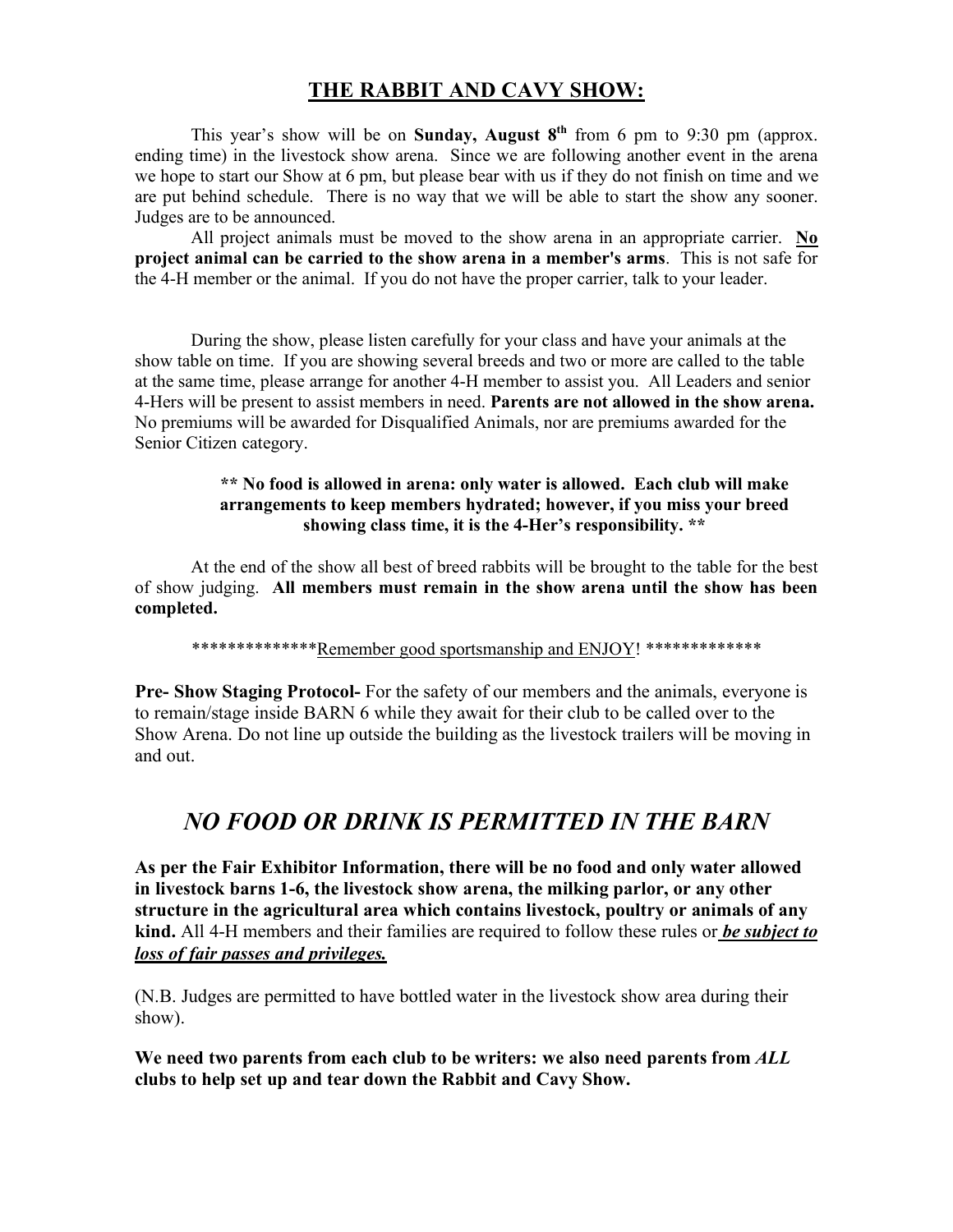## <u>THE RABBIT AND CAVY SHOW:</u>

This year's show will be on **Sunday, August 8th** from 6 pm to 9:30 pm (approx. ending time) in the livestock show arena. Since we are following another event in the arena we hope to start our Show at 6 pm, but please bear with us if they do not finish on time and we are put behind schedule. There is no way that we will be able to start the show any sooner. Judges are to be announced.

All project animals must be moved to the show arena in an appropriate carrier. **<u>No</u> project animal can be carried to the show arena in a member's arms**. This is not safe for the 4-H member or the animal. If you do not have the proper carrier, talk to your leader.

During the show, please listen carefully for your class and have your animals at the show table on time. If you are showing several breeds and two or more are called to the table at the same time, please arrange for another 4-H member to assist you. All Leaders and senior 4-Hers will be present to assist members in need. **Parents are not allowed in the show arena.** No premiums will be awarded for Disqualified Animals, nor are premiums awarded for the Senior Citizen category.

**** No food is allowed in arena: only water is allowed. Each club will make arrangements to keep members hydrated; however, if you miss your breed showing class time, it is the 4-Her's responsibility. ****

At the end of the show all best of breed rabbits will be brought to the table for the best of show judging. **All members must remain in the show arena until the show has been completed.**

**************<u>Remember good sportsmanship and ENJOY</u>! *************

**Pre- Show Staging Protocol-** For the safety of our members and the animals, everyone is to remain/stage inside BARN 6 while they await for their club to be called over to the Show Arena. Do not line up outside the building as the livestock trailers will be moving in and out.

## *NO FOOD OR DRINK IS PERMITTED IN THE BARN*

**As per the Fair Exhibitor Information, there will be no food and only water allowed in livestock barns 1-6, the livestock show arena, the milking parlor, or any other structure in the agricultural area which contains livestock, poultry or animals of any kind.** All 4-H members and their families are required to follow these rules or ***<u>be subject to loss of fair passes and privileges.</u>***

(N.B. Judges are permitted to have bottled water in the livestock show area during their show).

**We need two parents from each club to be writers: we also need parents from *ALL* clubs to help set up and tear down the Rabbit and Cavy Show.**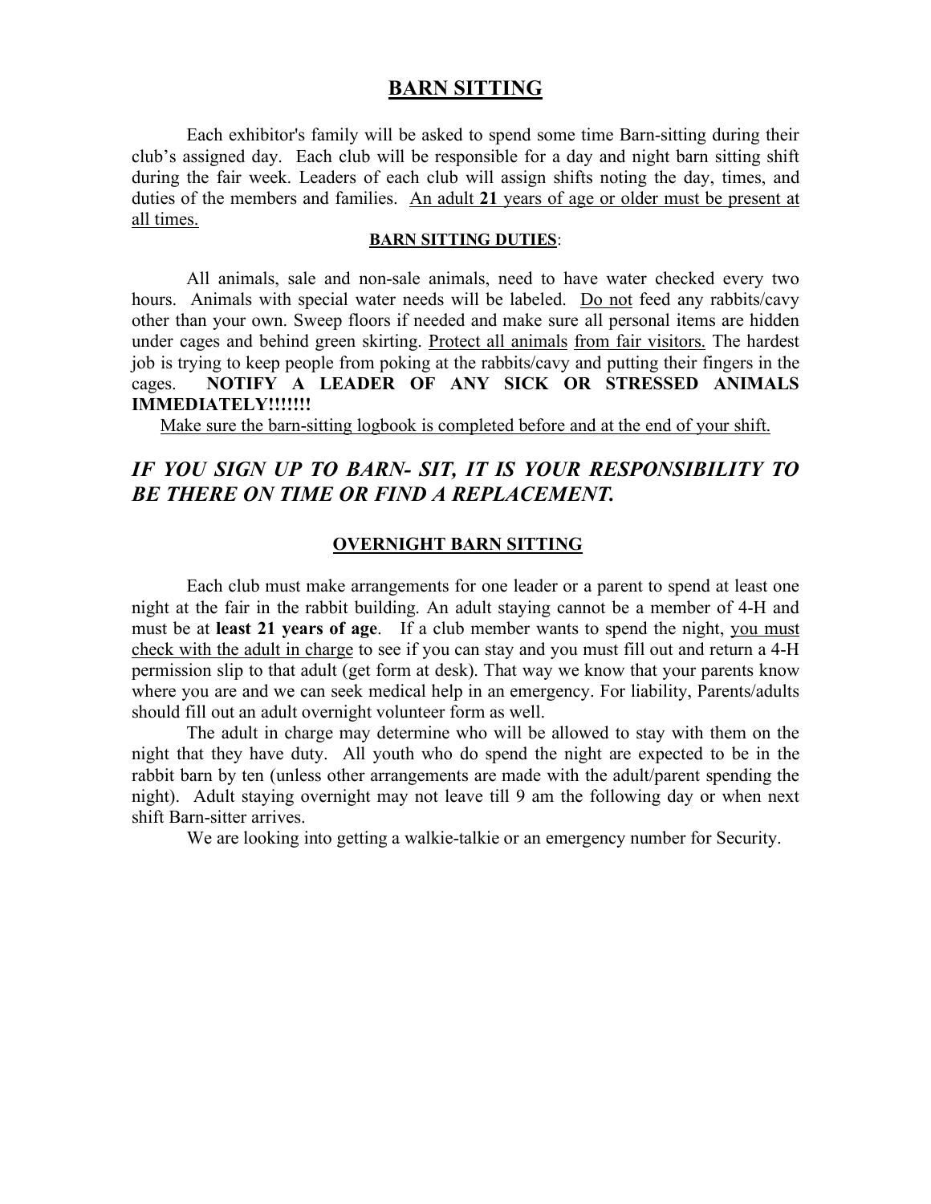## BARN SITTING

Each exhibitor's family will be asked to spend some time Barn-sitting during their club's assigned day. Each club will be responsible for a day and night barn sitting shift during the fair week. Leaders of each club will assign shifts noting the day, times, and duties of the members and families. <u>An adult **21** years of age or older must be present at all times.</u>

### BARN SITTING DUTIES:

All animals, sale and non-sale animals, need to have water checked every two hours. Animals with special water needs will be labeled. <u>Do not</u> feed any rabbits/cavy other than your own. Sweep floors if needed and make sure all personal items are hidden under cages and behind green skirting. <u>Protect all animals</u> <u>from fair visitors.</u> The hardest job is trying to keep people from poking at the rabbits/cavy and putting their fingers in the cages. **NOTIFY A LEADER OF ANY SICK OR STRESSED ANIMALS IMMEDIATELY!!!!!!!**

<u>Make sure the barn-sitting logbook is completed before and at the end of your shift.</u>

***IF YOU SIGN UP TO BARN- SIT, IT IS YOUR RESPONSIBILITY TO BE THERE ON TIME OR FIND A REPLACEMENT.***

### OVERNIGHT BARN SITTING

Each club must make arrangements for one leader or a parent to spend at least one night at the fair in the rabbit building. An adult staying cannot be a member of 4-H and must be at **least 21 years of age**. If a club member wants to spend the night, <u>you must check with the adult in charge</u> to see if you can stay and you must fill out and return a 4-H permission slip to that adult (get form at desk). That way we know that your parents know where you are and we can seek medical help in an emergency. For liability, Parents/adults should fill out an adult overnight volunteer form as well.

The adult in charge may determine who will be allowed to stay with them on the night that they have duty. All youth who do spend the night are expected to be in the rabbit barn by ten (unless other arrangements are made with the adult/parent spending the night). Adult staying overnight may not leave till 9 am the following day or when next shift Barn-sitter arrives.

We are looking into getting a walkie-talkie or an emergency number for Security.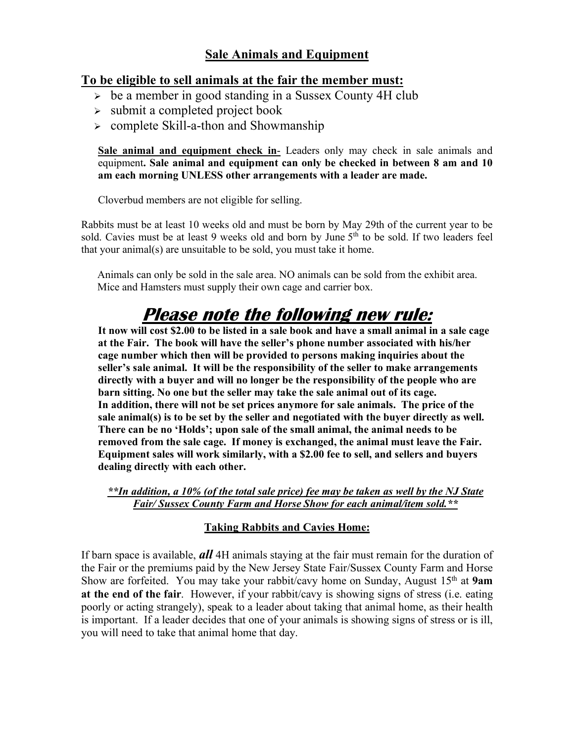## Sale Animals and Equipment

### To be eligible to sell animals at the fair the member must:

- be a member in good standing in a Sussex County 4H club
- submit a completed project book
- complete Skill-a-thon and Showmanship

**Sale animal and equipment check in**- Leaders only may check in sale animals and equipment**. Sale animal and equipment can only be checked in between 8 am and 10 am each morning UNLESS other arrangements with a leader are made.**

Cloverbud members are not eligible for selling.

Rabbits must be at least 10 weeks old and must be born by May 29th of the current year to be sold. Cavies must be at least 9 weeks old and born by June 5th to be sold. If two leaders feel that your animal(s) are unsuitable to be sold, you must take it home.

Animals can only be sold in the sale area. NO animals can be sold from the exhibit area. Mice and Hamsters must supply their own cage and carrier box.

# ***Please note the following new rule:***

**It now will cost $2.00 to be listed in a sale book and have a small animal in a sale cage at the Fair. The book will have the seller's phone number associated with his/her cage number which then will be provided to persons making inquiries about the seller's sale animal. It will be the responsibility of the seller to make arrangements directly with a buyer and will no longer be the responsibility of the people who are barn sitting. No one but the seller may take the sale animal out of its cage. In addition, there will not be set prices anymore for sale animals. The price of the sale animal(s) is to be set by the seller and negotiated with the buyer directly as well. There can be no 'Holds'; upon sale of the small animal, the animal needs to be removed from the sale cage. If money is exchanged, the animal must leave the Fair. Equipment sales will work similarly, with a $2.00 fee to sell, and sellers and buyers dealing directly with each other.**

***\*\*In addition, a 10% (of the total sale price) fee may be taken as well by the NJ State Fair/ Sussex County Farm and Horse Show for each animal/item sold.\*\****

**Taking Rabbits and Cavies Home:**

If barn space is available, ***all*** 4H animals staying at the fair must remain for the duration of the Fair or the premiums paid by the New Jersey State Fair/Sussex County Farm and Horse Show are forfeited. You may take your rabbit/cavy home on Sunday, August 15th at **9am at the end of the fair**. However, if your rabbit/cavy is showing signs of stress (i.e. eating poorly or acting strangely), speak to a leader about taking that animal home, as their health is important. If a leader decides that one of your animals is showing signs of stress or is ill, you will need to take that animal home that day.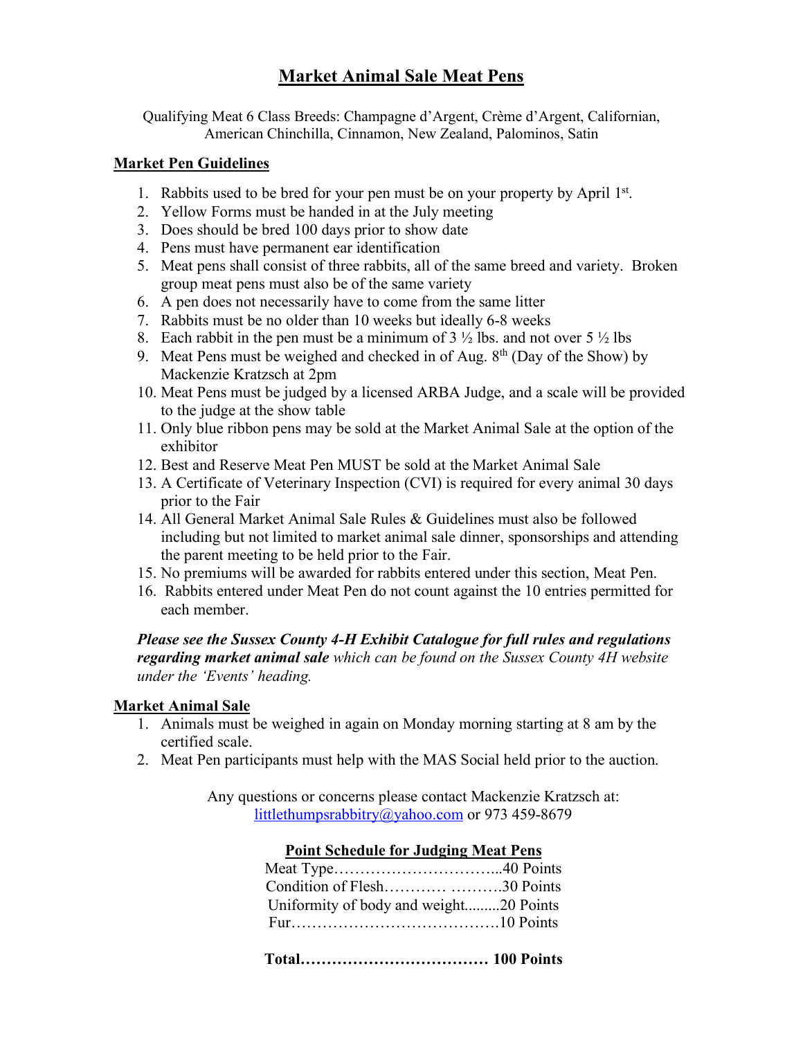# Market Animal Sale Meat Pens

Qualifying Meat 6 Class Breeds: Champagne d'Argent, Crème d'Argent, Californian, American Chinchilla, Cinnamon, New Zealand, Palominos, Satin

## Market Pen Guidelines

1. Rabbits used to be bred for your pen must be on your property by April 1st.
2. Yellow Forms must be handed in at the July meeting
3. Does should be bred 100 days prior to show date
4. Pens must have permanent ear identification
5. Meat pens shall consist of three rabbits, all of the same breed and variety. Broken group meat pens must also be of the same variety
6. A pen does not necessarily have to come from the same litter
7. Rabbits must be no older than 10 weeks but ideally 6-8 weeks
8. Each rabbit in the pen must be a minimum of 3 ½ lbs. and not over 5 ½ lbs
9. Meat Pens must be weighed and checked in of Aug. 8th (Day of the Show) by Mackenzie Kratzsch at 2pm
10. Meat Pens must be judged by a licensed ARBA Judge, and a scale will be provided to the judge at the show table
11. Only blue ribbon pens may be sold at the Market Animal Sale at the option of the exhibitor
12. Best and Reserve Meat Pen MUST be sold at the Market Animal Sale
13. A Certificate of Veterinary Inspection (CVI) is required for every animal 30 days prior to the Fair
14. All General Market Animal Sale Rules & Guidelines must also be followed including but not limited to market animal sale dinner, sponsorships and attending the parent meeting to be held prior to the Fair.
15. No premiums will be awarded for rabbits entered under this section, Meat Pen.
16. Rabbits entered under Meat Pen do not count against the 10 entries permitted for each member.

***Please see the Sussex County 4-H Exhibit Catalogue for full rules and regulations regarding market animal sale*** *which can be found on the Sussex County 4H website under the 'Events' heading.*

## Market Animal Sale

1. Animals must be weighed in again on Monday morning starting at 8 am by the certified scale.
2. Meat Pen participants must help with the MAS Social held prior to the auction.

Any questions or concerns please contact Mackenzie Kratzsch at: littlethumpsrabbitry@yahoo.com or 973 459-8679

## Point Schedule for Judging Meat Pens

Meat Type…………………………...40 Points
Condition of Flesh………… ……….30 Points
Uniformity of body and weight.........20 Points
Fur………………………………….10 Points

**Total……………………………… 100 Points**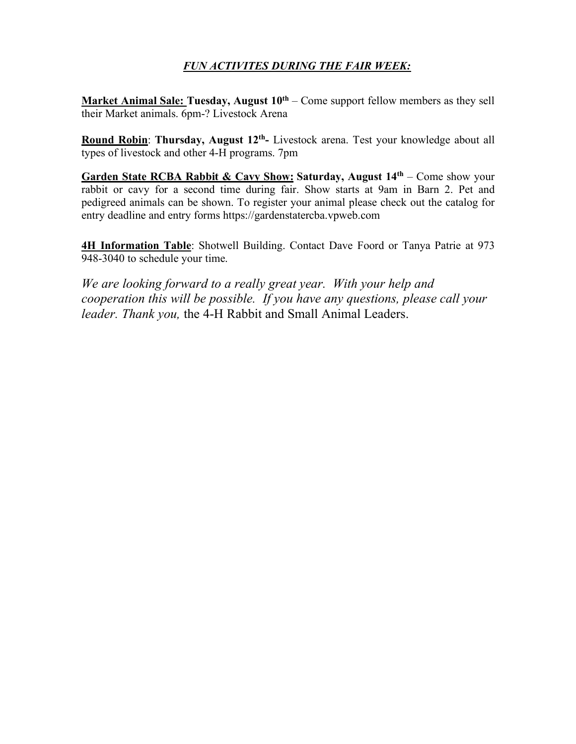## *FUN ACTIVITES DURING THE FAIR WEEK:*

**Market Animal Sale: Tuesday, August 10th** – Come support fellow members as they sell their Market animals. 6pm-? Livestock Arena

**Round Robin**: **Thursday, August 12th-** Livestock arena. Test your knowledge about all types of livestock and other 4-H programs. 7pm

**Garden State RCBA Rabbit & Cavy Show: Saturday, August 14th** – Come show your rabbit or cavy for a second time during fair. Show starts at 9am in Barn 2. Pet and pedigreed animals can be shown. To register your animal please check out the catalog for entry deadline and entry forms https://gardenstatercba.vpweb.com

**4H Information Table**: Shotwell Building. Contact Dave Foord or Tanya Patrie at 973 948-3040 to schedule your time.

*We are looking forward to a really great year. With your help and cooperation this will be possible. If you have any questions, please call your leader. Thank you,* the 4-H Rabbit and Small Animal Leaders.